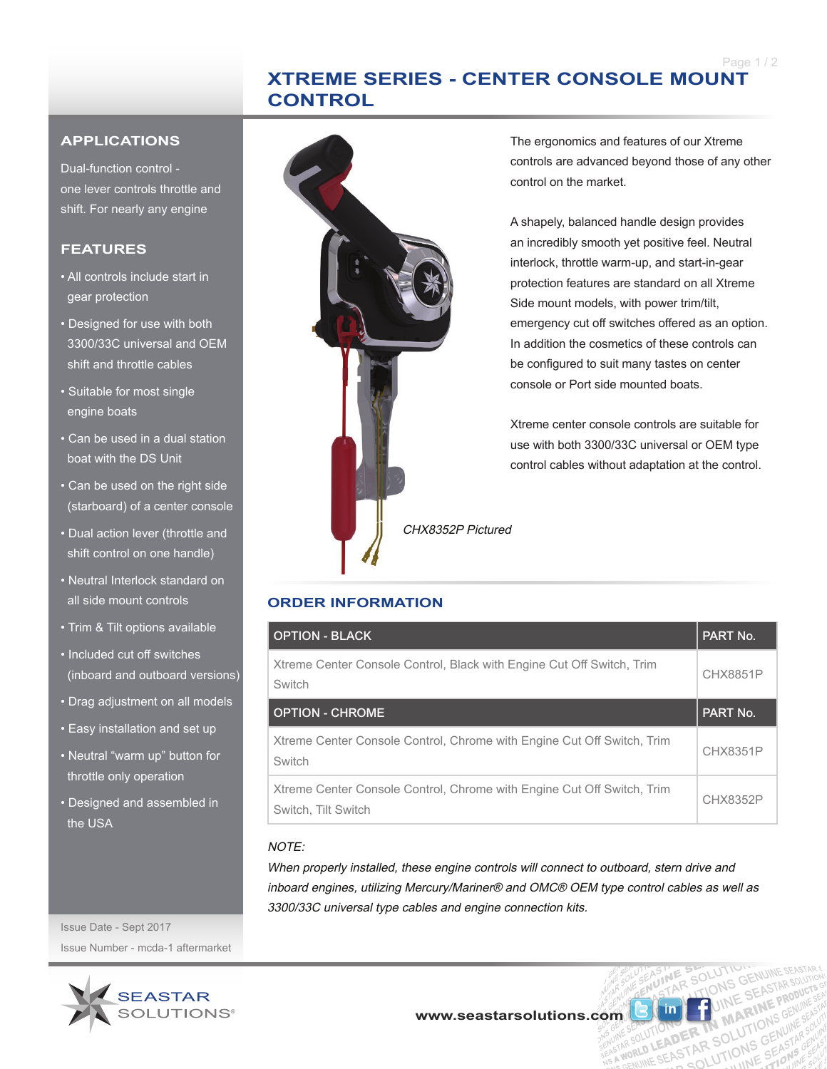# XTREME SERIES - CENTER CONSOLE MOUNT CONTROL

## APPLICATIONS

Dual-function control - one lever controls throttle and shift. For nearly any engine

## FEATURES

- All controls include start in gear protection
- Designed for use with both 3300/33C universal and OEM shift and throttle cables
- Suitable for most single engine boats
- Can be used in a dual station boat with the DS Unit
- Can be used on the right side (starboard) of a center console
- Dual action lever (throttle and shift control on one handle)
- Neutral Interlock standard on all side mount controls
- Trim & Tilt options available
- Included cut off switches (inboard and outboard versions)
- Drag adjustment on all models
- Easy installation and set up
- Neutral "warm up" button for throttle only operation
- Designed and assembled in the USA

Issue Date - Sept 2017

Issue Number - mcda-1 aftermarket

The ergonomics and features of our Xtreme controls are advanced beyond those of any other control on the market.

A shapely, balanced handle design provides an incredibly smooth yet positive feel. Neutral interlock, throttle warm-up, and start-in-gear protection features are standard on all Xtreme Side mount models, with power trim/tilt, emergency cut off switches offered as an option. In addition the cosmetics of these controls can be configured to suit many tastes on center console or Port side mounted boats.

Xtreme center console controls are suitable for use with both 3300/33C universal or OEM type control cables without adaptation at the control.

*CHX8352P Pictured*

## ORDER INFORMATION

| OPTION - BLACK | PART No. |
|---|---|
| Xtreme Center Console Control, Black with Engine Cut Off Switch, Trim Switch | CHX8851P |
| **OPTION - CHROME** | **PART No.** |
| Xtreme Center Console Control, Chrome with Engine Cut Off Switch, Trim Switch | CHX8351P |
| Xtreme Center Console Control, Chrome with Engine Cut Off Switch, Trim Switch, Tilt Switch | CHX8352P |

*NOTE:*

*When properly installed, these engine controls will connect to outboard, stern drive and inboard engines, utilizing Mercury/Mariner® and OMC® OEM type control cables as well as 3300/33C universal type cables and engine connection kits.*

SEASTAR SOLUTIONS®

www.seastarsolutions.com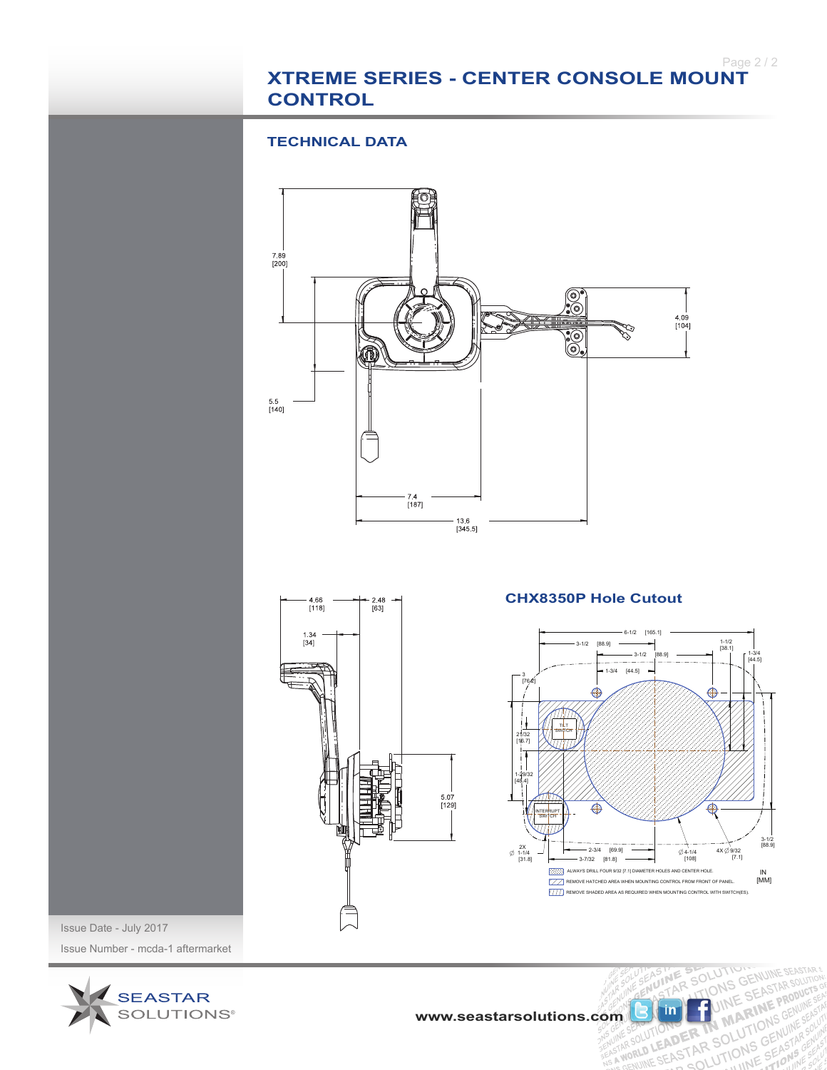# XTREME SERIES - CENTER CONSOLE MOUNT CONTROL

## TECHNICAL DATA

7.89
[200]

5.5
[140]

4.09
[104]

7.4
[187]

13.6
[345.5]

4.66
[118]

2.48
[63]

1.34
[34]

5.07
[129]

### CHX8350P Hole Cutout

6-1/2 [165.1]

3-1/2 [88.9]

3-1/2 [88.9]

1-1/2
[38.1]

1-3/4
[44.5]

1-3/4 [44.5]

3
[76.2]

21/32
[16.7]

1-29/32
[48.4]

TILT SWITCH

INTERRUPT SWITCH

3-1/2
[88.9]

2X
∅ 1-1/4
[31.8]

2-3/4 [69.9]

3-7/32 [81.8]

∅ 4-1/4
[108]

4X ∅ 9/32
[7.1]

ALWAYS DRILL FOUR 9/32 [7.1] DIAMETER HOLES AND CENTER HOLE.

REMOVE HATCHED AREA WHEN MOUNTING CONTROL FROM FRONT OF PANEL.

REMOVE SHADED AREA AS REQUIRED WHEN MOUNTING CONTROL WITH SWITCH(ES).

IN
[MM]

Issue Date - July 2017

Issue Number - mcda-1 aftermarket

SEASTAR SOLUTIONS®

www.seastarsolutions.com